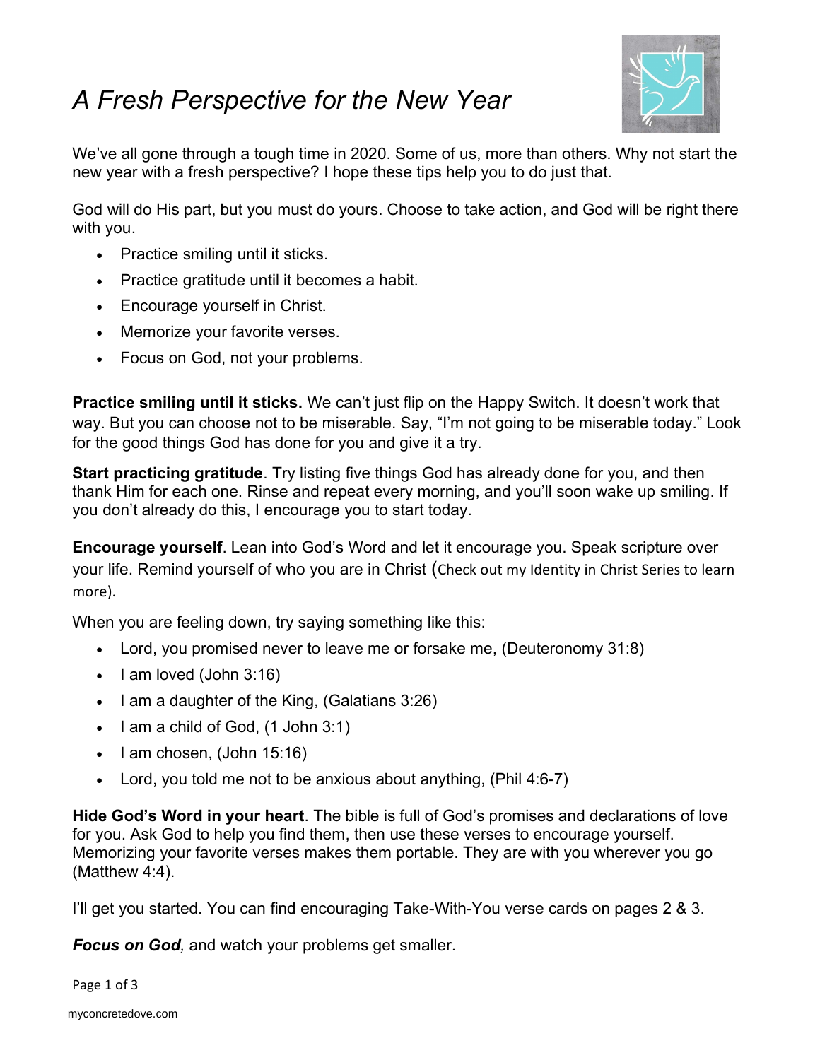# *A Fresh Perspective for the New Year*

We've all gone through a tough time in 2020. Some of us, more than others. Why not start the new year with a fresh perspective? I hope these tips help you to do just that.

God will do His part, but you must do yours. Choose to take action, and God will be right there with you.

- Practice smiling until it sticks.
- Practice gratitude until it becomes a habit.
- Encourage yourself in Christ.
- Memorize your favorite verses.
- Focus on God, not your problems.

**Practice smiling until it sticks.** We can't just flip on the Happy Switch. It doesn't work that way. But you can choose not to be miserable. Say, "I'm not going to be miserable today." Look for the good things God has done for you and give it a try.

**Start practicing gratitude**. Try listing five things God has already done for you, and then thank Him for each one. Rinse and repeat every morning, and you'll soon wake up smiling. If you don't already do this, I encourage you to start today.

**Encourage yourself**. Lean into God's Word and let it encourage you. Speak scripture over your life. Remind yourself of who you are in Christ (Check out my Identity in Christ Series to learn more).

When you are feeling down, try saying something like this:

- Lord, you promised never to leave me or forsake me, (Deuteronomy 31:8)
- I am loved (John 3:16)
- I am a daughter of the King, (Galatians 3:26)
- I am a child of God, (1 John 3:1)
- I am chosen, (John 15:16)
- Lord, you told me not to be anxious about anything, (Phil 4:6-7)

**Hide God's Word in your heart**. The bible is full of God's promises and declarations of love for you. Ask God to help you find them, then use these verses to encourage yourself. Memorizing your favorite verses makes them portable. They are with you wherever you go (Matthew 4:4).

I'll get you started. You can find encouraging Take-With-You verse cards on pages 2 & 3.

***Focus on God****,* and watch your problems get smaller.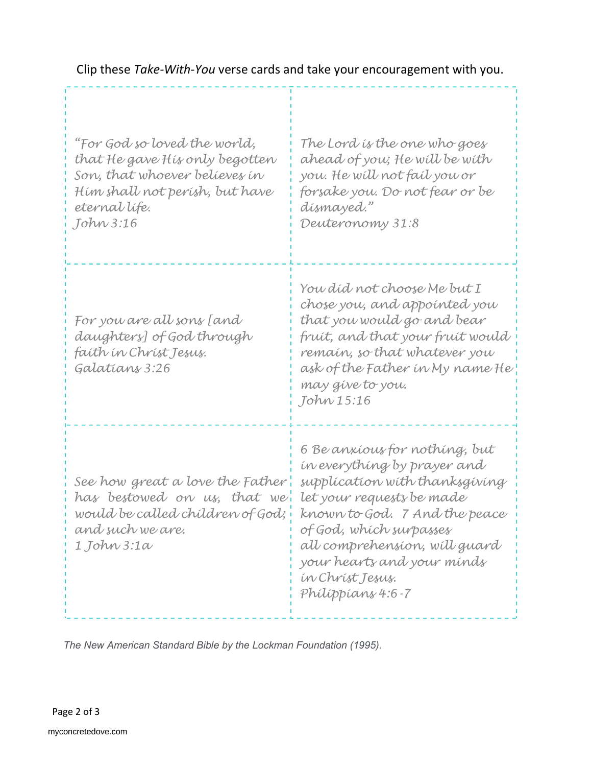Clip these *Take-With-You* verse cards and take your encouragement with you.

*"For God so loved the world, that He gave His only begotten Son, that whoever believes in Him shall not perish, but have eternal life.*
*John 3:16*

*The Lord is the one who goes ahead of you; He will be with you. He will not fail you or forsake you. Do not fear or be dismayed."*
*Deuteronomy 31:8*

*For you are all sons [and daughters] of God through faith in Christ Jesus.*
*Galatians 3:26*

*You did not choose Me but I chose you, and appointed you that you would go and bear fruit, and that your fruit would remain, so that whatever you ask of the Father in My name He may give to you.*
*John 15:16*

*See how great a love the Father has bestowed on us, that we would be called children of God; and such we are.*
*1 John 3:1a*

*6 Be anxious for nothing, but in everything by prayer and supplication with thanksgiving let your requests be made known to God. 7 And the peace of God, which surpasses all comprehension, will guard your hearts and your minds in Christ Jesus.*
*Philippians 4:6-7*

*The New American Standard Bible by the Lockman Foundation (1995).*

myconcretedove.com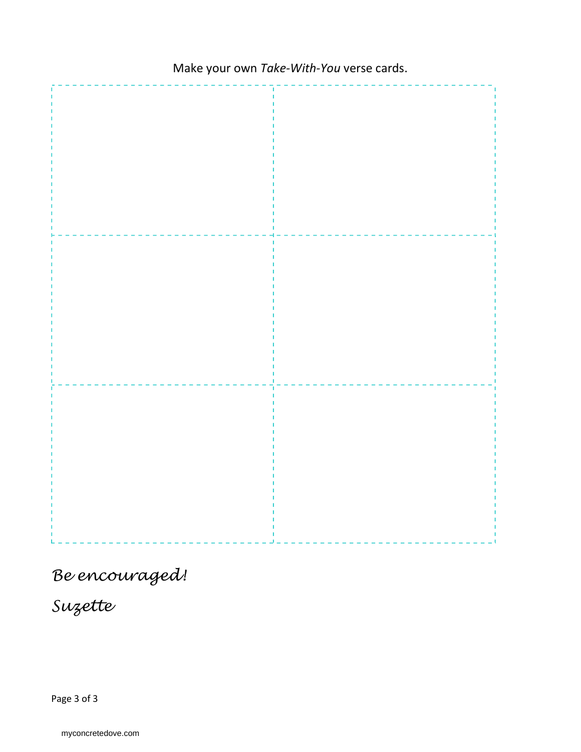Make your own *Take-With-You* verse cards.

| | |
|---|---|
| | |
| | |
| | |

*Be encouraged!*

*Suzette*